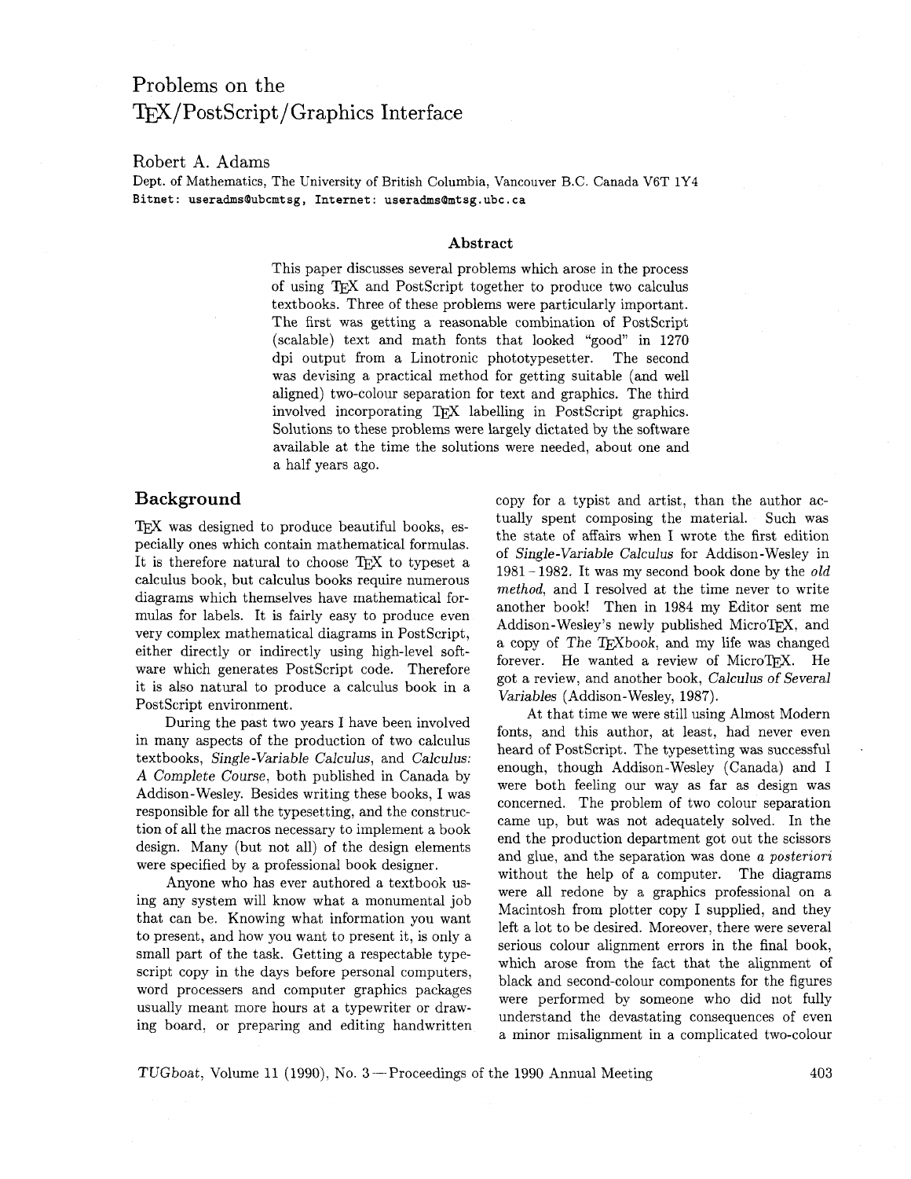# Problems on the TEX/PostScript/Graphics Interface

Robert A. Adams

Dept. of Mathematics, The University of British Columbia, Vancouver B.C. Canada V6T 1Y4
Bitnet: `useradms@ubcmtsg`, Internet: `useradms@mtsg.ubc.ca`

### Abstract

This paper discusses several problems which arose in the process of using TEX and PostScript together to produce two calculus textbooks. Three of these problems were particularly important. The first was getting a reasonable combination of PostScript (scalable) text and math fonts that looked "good" in 1270 dpi output from a Linotronic phototypesetter. The second was devising a practical method for getting suitable (and well aligned) two-colour separation for text and graphics. The third involved incorporating TEX labelling in PostScript graphics. Solutions to these problems were largely dictated by the software available at the time the solutions were needed, about one and a half years ago.

## Background

TEX was designed to produce beautiful books, especially ones which contain mathematical formulas. It is therefore natural to choose TEX to typeset a calculus book, but calculus books require numerous diagrams which themselves have mathematical formulas for labels. It is fairly easy to produce even very complex mathematical diagrams in PostScript, either directly or indirectly using high-level software which generates PostScript code. Therefore it is also natural to produce a calculus book in a PostScript environment.

During the past two years I have been involved in many aspects of the production of two calculus textbooks, *Single-Variable Calculus*, and *Calculus: A Complete Course*, both published in Canada by Addison-Wesley. Besides writing these books, I was responsible for all the typesetting, and the construction of all the macros necessary to implement a book design. Many (but not all) of the design elements were specified by a professional book designer.

Anyone who has ever authored a textbook using any system will know what a monumental job that can be. Knowing what information you want to present, and how you want to present it, is only a small part of the task. Getting a respectable typescript copy in the days before personal computers, word processers and computer graphics packages usually meant more hours at a typewriter or drawing board, or preparing and editing handwritten copy for a typist and artist, than the author actually spent composing the material. Such was the state of affairs when I wrote the first edition of *Single-Variable Calculus* for Addison-Wesley in 1981–1982. It was my second book done by the *old method*, and I resolved at the time never to write another book! Then in 1984 my Editor sent me Addison-Wesley's newly published MicroTEX, and a copy of *The TEXbook*, and my life was changed forever. He wanted a review of MicroTEX. He got a review, and another book, *Calculus of Several Variables* (Addison-Wesley, 1987).

At that time we were still using Almost Modern fonts, and this author, at least, had never even heard of PostScript. The typesetting was successful enough, though Addison-Wesley (Canada) and I were both feeling our way as far as design was concerned. The problem of two colour separation came up, but was not adequately solved. In the end the production department got out the scissors and glue, and the separation was done *a posteriori* without the help of a computer. The diagrams were all redone by a graphics professional on a Macintosh from plotter copy I supplied, and they left a lot to be desired. Moreover, there were several serious colour alignment errors in the final book, which arose from the fact that the alignment of black and second-colour components for the figures were performed by someone who did not fully understand the devastating consequences of even a minor misalignment in a complicated two-colour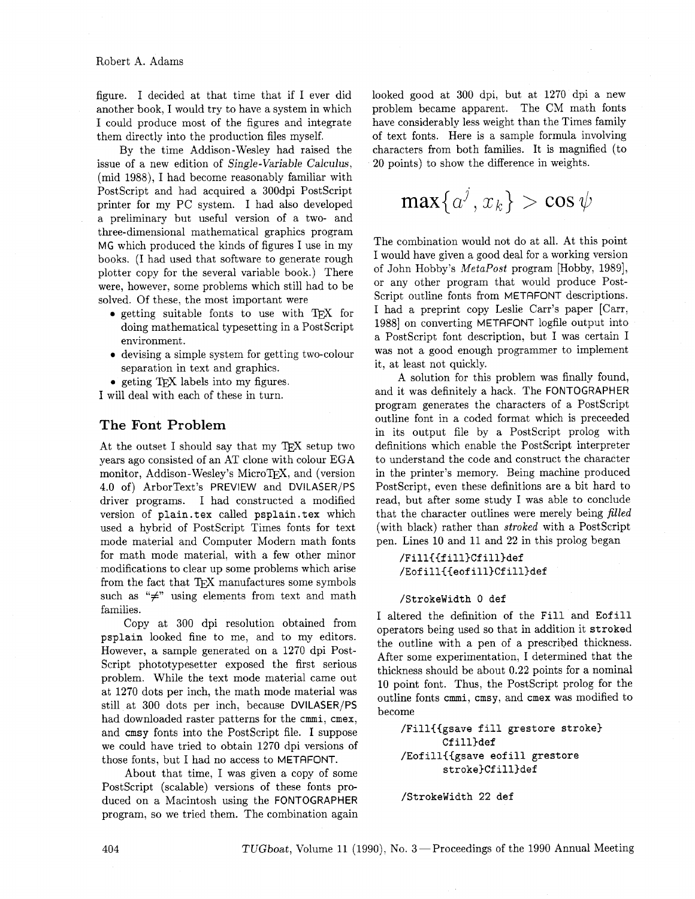figure. I decided at that time that if I ever did another book, I would try to have a system in which I could produce most of the figures and integrate them directly into the production files myself.

By the time Addison-Wesley had raised the issue of a new edition of *Single-Variable Calculus*, (mid 1988), I had become reasonably familiar with PostScript and had acquired a 300dpi PostScript printer for my PC system. I had also developed a preliminary but useful version of a two- and three-dimensional mathematical graphics program MG which produced the kinds of figures I use in my books. (I had used that software to generate rough plotter copy for the several variable book.) There were, however, some problems which still had to be solved. Of these, the most important were

- getting suitable fonts to use with TEX for doing mathematical typesetting in a PostScript environment.
- devising a simple system for getting two-colour separation in text and graphics.
- geting TEX labels into my figures.

I will deal with each of these in turn.

## The Font Problem

At the outset I should say that my TEX setup two years ago consisted of an AT clone with colour EGA monitor, Addison-Wesley's MicroTEX, and (version 4.0 of) ArborText's PREVIEW and DVILASER/PS driver programs. I had constructed a modified version of `plain.tex` called `psplain.tex` which used a hybrid of PostScript Times fonts for text mode material and Computer Modern math fonts for math mode material, with a few other minor modifications to clear up some problems which arise from the fact that TEX manufactures some symbols such as "$\neq$" using elements from text and math families.

Copy at 300 dpi resolution obtained from `psplain` looked fine to me, and to my editors. However, a sample generated on a 1270 dpi PostScript phototypesetter exposed the first serious problem. While the text mode material came out at 1270 dots per inch, the math mode material was still at 300 dots per inch, because DVILASER/PS had downloaded raster patterns for the `cmmi`, `cmex`, and `cmsy` fonts into the PostScript file. I suppose we could have tried to obtain 1270 dpi versions of those fonts, but I had no access to METAFONT.

About that time, I was given a copy of some PostScript (scalable) versions of these fonts produced on a Macintosh using the FONTOGRAPHER program, so we tried them. The combination again looked good at 300 dpi, but at 1270 dpi a new problem became apparent. The CM math fonts have considerably less weight than the Times family of text fonts. Here is a sample formula involving characters from both families. It is magnified (to 20 points) to show the difference in weights.

$$\max\{a^j, x_k\} > \cos\psi$$

The combination would not do at all. At this point I would have given a good deal for a working version of John Hobby's *MetaPost* program [Hobby, 1989], or any other program that would produce PostScript outline fonts from METAFONT descriptions. I had a preprint copy Leslie Carr's paper [Carr, 1988] on converting METAFONT logfile output into a PostScript font description, but I was certain I was not a good enough programmer to implement it, at least not quickly.

A solution for this problem was finally found, and it was definitely a hack. The FONTOGRAPHER program generates the characters of a PostScript outline font in a coded format which is preceeded in its output file by a PostScript prolog with definitions which enable the PostScript interpreter to understand the code and construct the character in the printer's memory. Being machine produced PostScript, even these definitions are a bit hard to read, but after some study I was able to conclude that the character outlines were merely being *filled* (with black) rather than *stroked* with a PostScript pen. Lines 10 and 11 and 22 in this prolog began

```
/Fill{{fill}Cfill}def
/Eofill{{eofill}Cfill}def

/StrokeWidth 0 def
```

I altered the definition of the `Fill` and `Eofill` operators being used so that in addition it `stroke`d the outline with a pen of a prescribed thickness. After some experimentation, I determined that the thickness should be about 0.22 points for a nominal 10 point font. Thus, the PostScript prolog for the outline fonts `cmmi`, `cmsy`, and `cmex` was modified to become

```
/Fill{{gsave fill grestore stroke}
      Cfill}def
/Eofill{{gsave eofill grestore
      stroke}Cfill}def

/StrokeWidth 22 def
```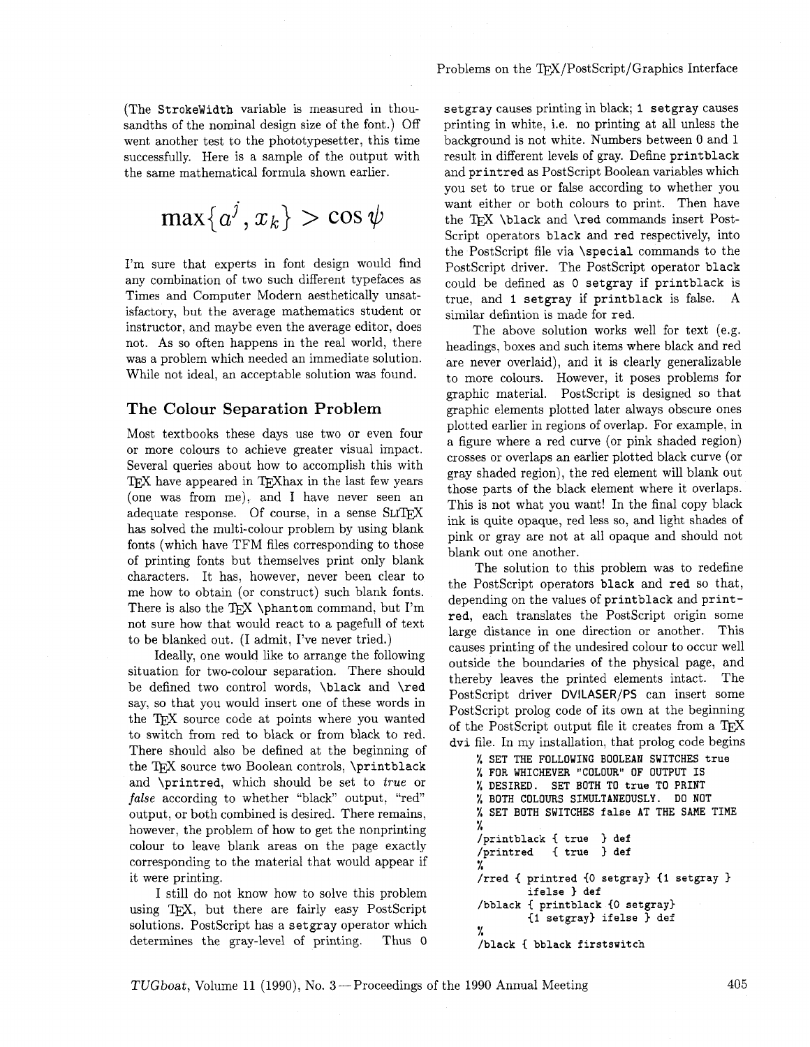(The `StrokeWidth` variable is measured in thousandths of the nominal design size of the font.) Off went another test to the phototypesetter, this time successfully. Here is a sample of the output with the same mathematical formula shown earlier.

$$\max\{a^j, x_k\} > \cos\psi$$

I'm sure that experts in font design would find any combination of two such different typefaces as Times and Computer Modern aesthetically unsatisfactory, but the average mathematics student or instructor, and maybe even the average editor, does not. As so often happens in the real world, there was a problem which needed an immediate solution. While not ideal, an acceptable solution was found.

## The Colour Separation Problem

Most textbooks these days use two or even four or more colours to achieve greater visual impact. Several queries about how to accomplish this with TEX have appeared in TEXhax in the last few years (one was from me), and I have never seen an adequate response. Of course, in a sense SLITEX has solved the multi-colour problem by using blank fonts (which have TFM files corresponding to those of printing fonts but themselves print only blank characters. It has, however, never been clear to me how to obtain (or construct) such blank fonts. There is also the TEX `\phantom` command, but I'm not sure how that would react to a pagefull of text to be blanked out. (I admit, I've never tried.)

Ideally, one would like to arrange the following situation for two-colour separation. There should be defined two control words, `\black` and `\red` say, so that you would insert one of these words in the TEX source code at points where you wanted to switch from red to black or from black to red. There should also be defined at the beginning of the TEX source two Boolean controls, `\printblack` and `\printred`, which should be set to *true* or *false* according to whether "black" output, "red" output, or both combined is desired. There remains, however, the problem of how to get the nonprinting colour to leave blank areas on the page exactly corresponding to the material that would appear if it were printing.

I still do not know how to solve this problem using TEX, but there are fairly easy PostScript solutions. PostScript has a `setgray` operator which determines the gray-level of printing. Thus `0 setgray` causes printing in black; `1 setgray` causes printing in white, i.e. no printing at all unless the background is not white. Numbers between 0 and 1 result in different levels of gray. Define `printblack` and `printred` as PostScript Boolean variables which you set to true or false according to whether you want either or both colours to print. Then have the TEX `\black` and `\red` commands insert PostScript operators `black` and `red` respectively, into the PostScript file via `\special` commands to the PostScript driver. The PostScript operator `black` could be defined as `0 setgray` if `printblack` is true, and `1 setgray` if `printblack` is false. A similar defintion is made for `red`.

The above solution works well for text (e.g. headings, boxes and such items where black and red are never overlaid), and it is clearly generalizable to more colours. However, it poses problems for graphic material. PostScript is designed so that graphic elements plotted later always obscure ones plotted earlier in regions of overlap. For example, in a figure where a red curve (or pink shaded region) crosses or overlaps an earlier plotted black curve (or gray shaded region), the red element will blank out those parts of the black element where it overlaps. This is not what you want! In the final copy black ink is quite opaque, red less so, and light shades of pink or gray are not at all opaque and should not blank out one another.

The solution to this problem was to redefine the PostScript operators `black` and `red` so that, depending on the values of `printblack` and `printred`, each translates the PostScript origin some large distance in one direction or another. This causes printing of the undesired colour to occur well outside the boundaries of the physical page, and thereby leaves the printed elements intact. The PostScript driver DVILASER/PS can insert some PostScript prolog code of its own at the beginning of the PostScript output file it creates from a TEX `dvi` file. In my installation, that prolog code begins

```
% SET THE FOLLOWING BOOLEAN SWITCHES true
% FOR WHICHEVER "COLOUR" OF OUTPUT IS
% DESIRED.  SET BOTH TO true TO PRINT
% BOTH COLOURS SIMULTANEOUSLY.  DO NOT
% SET BOTH SWITCHES false AT THE SAME TIME
%
/printblack { true  } def
/printred   { true  } def
%
/rred { printred {0 setgray} {1 setgray }
        ifelse } def
/bblack { printblack {0 setgray}
        {1 setgray} ifelse } def
%
/black { bblack firstswitch
```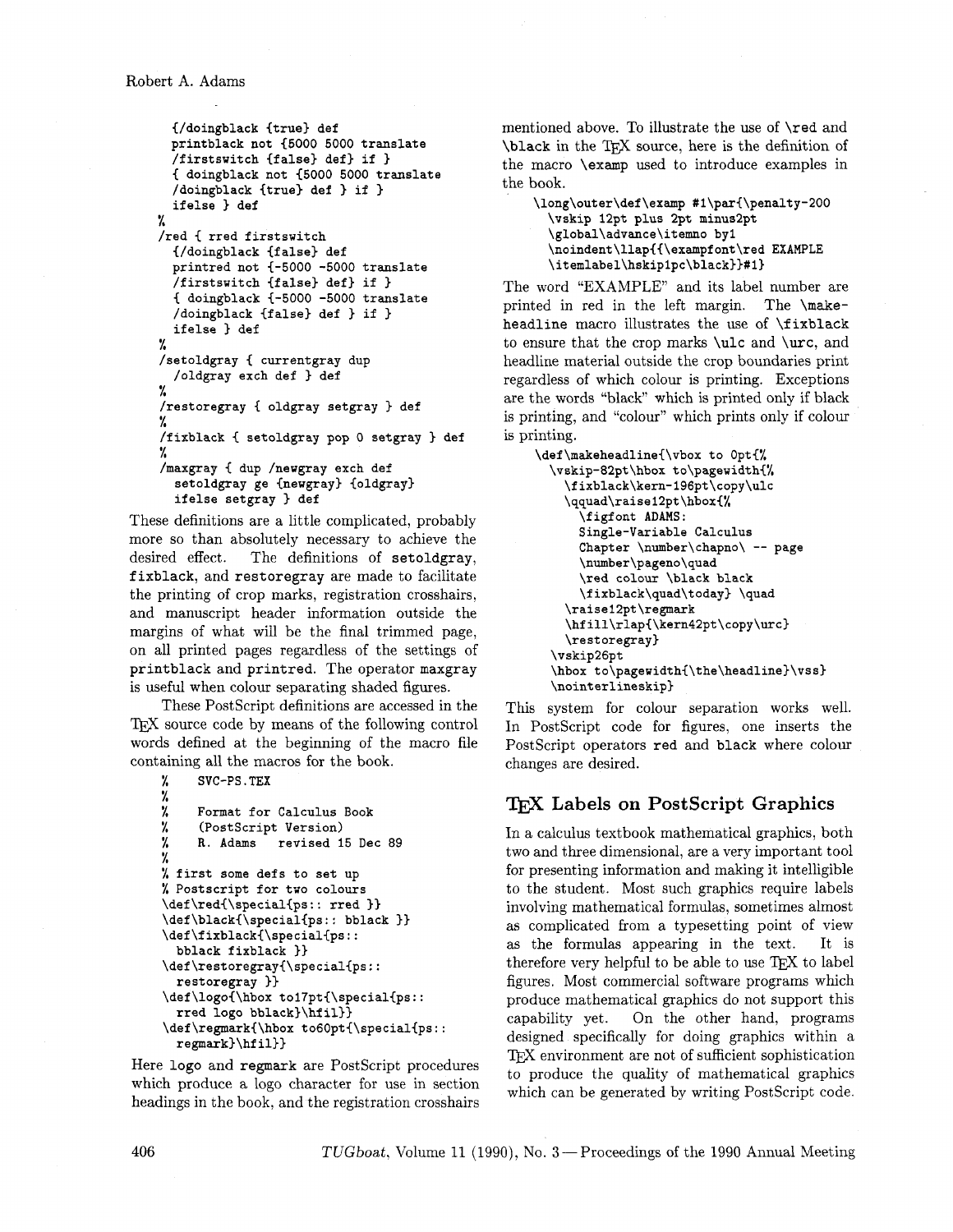```
  {/doingblack {true} def
  printblack not {5000 5000 translate
  /firstswitch {false} def} if }
  { doingblack not {5000 5000 translate
  /doingblack {true} def } if }
  ifelse } def
%
/red { rred firstswitch
  {/doingblack {false} def
  printred not {-5000 -5000 translate
  /firstswitch {false} def} if }
  { doingblack {-5000 -5000 translate
  /doingblack {false} def } if }
  ifelse } def
%
/setoldgray { currentgray dup
  /oldgray exch def } def
%
/restoregray { oldgray setgray } def
%
/fixblack { setoldgray pop 0 setgray } def
%
/maxgray { dup /newgray exch def
  setoldgray ge {newgray} {oldgray}
  ifelse setgray } def
```

These definitions are a little complicated, probably more so than absolutely necessary to achieve the desired effect. The definitions of `setoldgray`, `fixblack`, and `restoregray` are made to facilitate the printing of crop marks, registration crosshairs, and manuscript header information outside the margins of what will be the final trimmed page, on all printed pages regardless of the settings of `printblack` and `printred`. The operator `maxgray` is useful when colour separating shaded figures.

These PostScript definitions are accessed in the TeX source code by means of the following control words defined at the beginning of the macro file containing all the macros for the book.

```
%   SVC-PS.TEX
%
%   Format for Calculus Book
%   (PostScript Version)
%   R. Adams   revised 15 Dec 89
%
% first some defs to set up
% Postscript for two colours
\def\red{\special{ps:: rred }}
\def\black{\special{ps:: bblack }}
\def\fixblack{\special{ps::
  bblack fixblack }}
\def\restoregray{\special{ps::
  restoregray }}
\def\logo{\hbox to17pt{\special{ps::
  rred logo bblack}\hfil}}
\def\regmark{\hbox to60pt{\special{ps::
  regmark}\hfil}}
```

Here `logo` and `regmark` are PostScript procedures which produce a logo character for use in section headings in the book, and the registration crosshairs mentioned above. To illustrate the use of `\red` and `\black` in the TeX source, here is the definition of the macro `\examp` used to introduce examples in the book.

```
\long\outer\def\examp #1\par{\penalty-200
  \vskip 12pt plus 2pt minus2pt
  \global\advance\itemno by1
  \noindent\llap{{\exampfont\red EXAMPLE
  \itemlabel\hskip1pc\black}}#1}
```

The word "EXAMPLE" and its label number are printed in red in the left margin. The `\makeheadline` macro illustrates the use of `\fixblack` to ensure that the crop marks `\ulc` and `\urc`, and headline material outside the crop boundaries print regardless of which colour is printing. Exceptions are the words "black" which is printed only if black is printing, and "colour" which prints only if colour is printing.

```
\def\makeheadline{\vbox to 0pt{%
  \vskip-82pt\hbox to\pagewidth{%
    \fixblack\kern-196pt\copy\ulc
    \qquad\raise12pt\hbox{%
      \figfont ADAMS:
      Single-Variable Calculus
      Chapter \number\chapno\ -- page
      \number\pageno\quad
      \red colour \black black
      \fixblack\quad\today} \quad
    \raise12pt\regmark
    \hfill\rlap{\kern42pt\copy\urc}
    \restoregray}
  \vskip26pt
  \hbox to\pagewidth{\the\headline}\vss}
  \nointerlineskip}
```

This system for colour separation works well. In PostScript code for figures, one inserts the PostScript operators `red` and `black` where colour changes are desired.

## TeX Labels on PostScript Graphics

In a calculus textbook mathematical graphics, both two and three dimensional, are a very important tool for presenting information and making it intelligible to the student. Most such graphics require labels involving mathematical formulas, sometimes almost as complicated from a typesetting point of view as the formulas appearing in the text. It is therefore very helpful to be able to use TeX to label figures. Most commercial software programs which produce mathematical graphics do not support this capability yet. On the other hand, programs designed specifically for doing graphics within a TeX environment are not of sufficient sophistication to produce the quality of mathematical graphics which can be generated by writing PostScript code.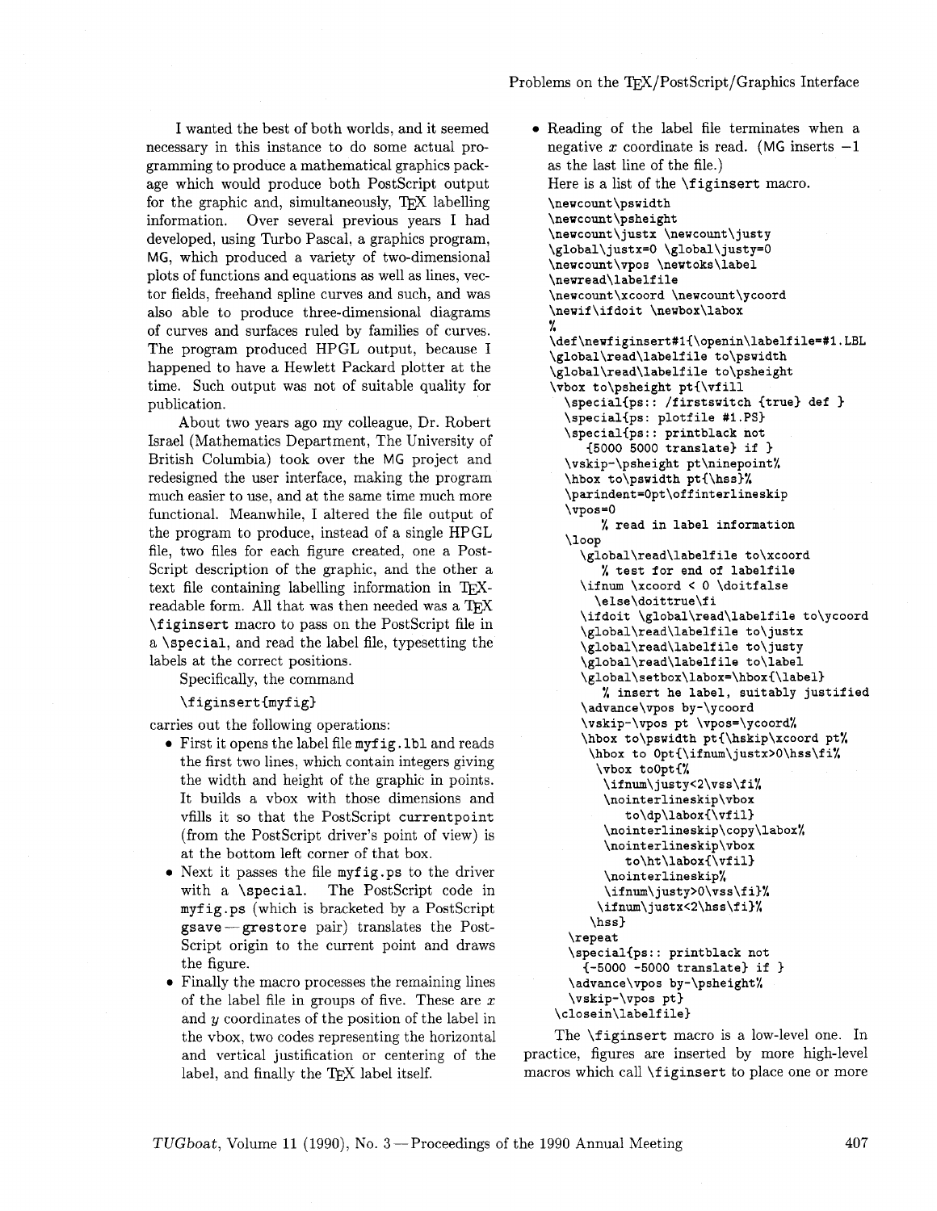I wanted the best of both worlds, and it seemed necessary in this instance to do some actual programming to produce a mathematical graphics package which would produce both PostScript output for the graphic and, simultaneously, TeX labelling information. Over several previous years I had developed, using Turbo Pascal, a graphics program, MG, which produced a variety of two-dimensional plots of functions and equations as well as lines, vector fields, freehand spline curves and such, and was also able to produce three-dimensional diagrams of curves and surfaces ruled by families of curves. The program produced HPGL output, because I happened to have a Hewlett Packard plotter at the time. Such output was not of suitable quality for publication.

About two years ago my colleague, Dr. Robert Israel (Mathematics Department, The University of British Columbia) took over the MG project and redesigned the user interface, making the program much easier to use, and at the same time much more functional. Meanwhile, I altered the file output of the program to produce, instead of a single HPGL file, two files for each figure created, one a PostScript description of the graphic, and the other a text file containing labelling information in TeX-readable form. All that was then needed was a TeX `\figinsert` macro to pass on the PostScript file in a `\special`, and read the label file, typesetting the labels at the correct positions.

Specifically, the command

```
\figinsert{myfig}
```

carries out the following operations:

- First it opens the label file `myfig.lbl` and reads the first two lines, which contain integers giving the width and height of the graphic in points. It builds a vbox with those dimensions and vfills it so that the PostScript `currentpoint` (from the PostScript driver's point of view) is at the bottom left corner of that box.
- Next it passes the file `myfig.ps` to the driver with a `\special`. The PostScript code in `myfig.ps` (which is bracketed by a PostScript `gsave` — `grestore` pair) translates the PostScript origin to the current point and draws the figure.
- Finally the macro processes the remaining lines of the label file in groups of five. These are $x$ and $y$ coordinates of the position of the label in the vbox, two codes representing the horizontal and vertical justification or centering of the label, and finally the TeX label itself.
- Reading of the label file terminates when a negative $x$ coordinate is read. (MG inserts $-1$ as the last line of the file.)

Here is a list of the `\figinsert` macro.

```
\newcount\pswidth
\newcount\psheight
\newcount\justx \newcount\justy
\global\justx=0 \global\justy=0
\newcount\vpos \newtoks\label
\newread\labelfile
\newcount\xcoord \newcount\ycoord
\newif\ifdoit \newbox\labox
%
\def\newfiginsert#1{\openin\labelfile=#1.LBL
\global\read\labelfile to\pswidth
\global\read\labelfile to\psheight
\vbox to\psheight pt{\vfill
  \special{ps:: /firstswitch {true} def }
  \special{ps: plotfile #1.PS}
  \special{ps:: printblack not
     {5000 5000 translate} if }
  \vskip-\psheight pt\ninepoint%
  \hbox to\pswidth pt{\hss}%
  \parindent=0pt\offinterlineskip
  \vpos=0
      % read in label information
  \loop
    \global\read\labelfile to\xcoord
      % test for end of labelfile
    \ifnum \xcoord < 0 \doitfalse
      \else\doittrue\fi
    \ifdoit \global\read\labelfile to\ycoord
    \global\read\labelfile to\justx
    \global\read\labelfile to\justy
    \global\read\labelfile to\label
    \global\setbox\labox=\hbox{\label}
      % insert he label, suitably justified
    \advance\vpos by-\ycoord
    \vskip-\vpos pt \vpos=\ycoord%
    \hbox to\pswidth pt{\hskip\xcoord pt%
     \hbox to 0pt{\ifnum\justx>0\hss\fi%
      \vbox to0pt{%
       \ifnum\justy<2\vss\fi%
       \nointerlineskip\vbox
          to\dp\labox{\vfil}
       \nointerlineskip\copy\labox%
       \nointerlineskip\vbox
          to\ht\labox{\vfil}
       \nointerlineskip%
       \ifnum\justy>0\vss\fi}%
      \ifnum\justx<2\hss\fi}%
     \hss}
  \repeat
  \special{ps:: printblack not
    {-5000 -5000 translate} if }
  \advance\vpos by-\psheight%
  \vskip-\vpos pt}
\closein\labelfile}
```

The `\figinsert` macro is a low-level one. In practice, figures are inserted by more high-level macros which call `\figinsert` to place one or more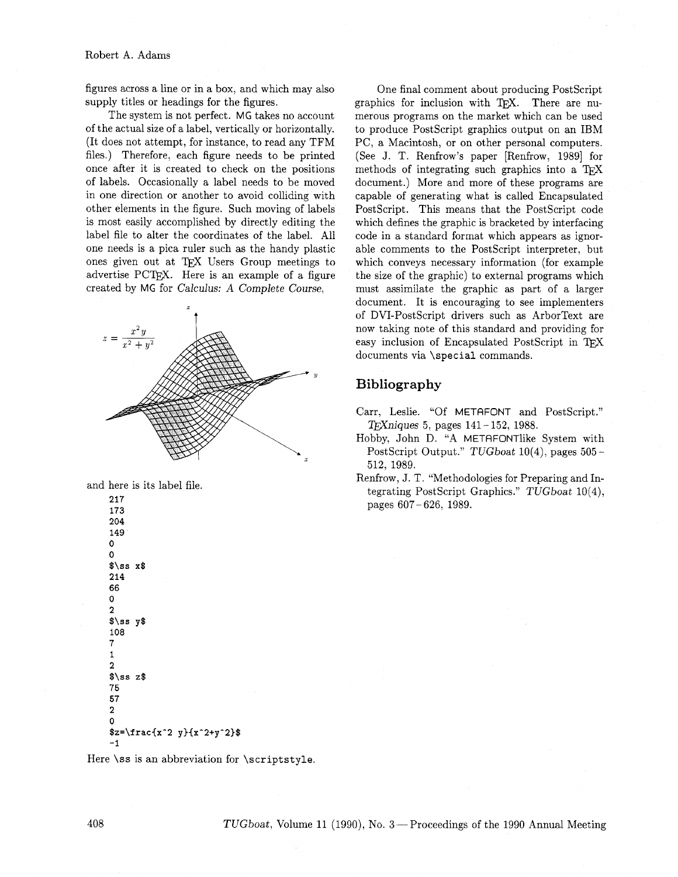figures across a line or in a box, and which may also supply titles or headings for the figures.

The system is not perfect. MG takes no account of the actual size of a label, vertically or horizontally. (It does not attempt, for instance, to read any TFM files.) Therefore, each figure needs to be printed once after it is created to check on the positions of labels. Occasionally a label needs to be moved in one direction or another to avoid colliding with other elements in the figure. Such moving of labels is most easily accomplished by directly editing the label file to alter the coordinates of the label. All one needs is a pica ruler such as the handy plastic ones given out at TEX Users Group meetings to advertise PCTEX. Here is an example of a figure created by MG for *Calculus: A Complete Course*,

z

$z = \frac{x^2 y}{x^2 + y^2}$

y

x

and here is its label file.

```
217
173
204
149
0
0
$\ss x$
214
66
0
2
$\ss y$
108
7
1
2
$\ss z$
75
57
2
0
$z=\frac{x^2 y}{x^2+y^2}$
-1
```

Here \ss is an abbreviation for \scriptstyle.

One final comment about producing PostScript graphics for inclusion with TEX. There are numerous programs on the market which can be used to produce PostScript graphics output on an IBM PC, a Macintosh, or on other personal computers. (See J. T. Renfrow's paper [Renfrow, 1989] for methods of integrating such graphics into a TEX document.) More and more of these programs are capable of generating what is called Encapsulated PostScript. This means that the PostScript code which defines the graphic is bracketed by interfacing code in a standard format which appears as ignorable comments to the PostScript interpreter, but which conveys necessary information (for example the size of the graphic) to external programs which must assimilate the graphic as part of a larger document. It is encouraging to see implementers of DVI-PostScript drivers such as ArborText are now taking note of this standard and providing for easy inclusion of Encapsulated PostScript in TEX documents via \special commands.

## Bibliography

Carr, Leslie. "Of METAFONT and PostScript." *TEXniques* 5, pages 141–152, 1988.

Hobby, John D. "A METAFONTlike System with PostScript Output." *TUGboat* 10(4), pages 505–512, 1989.

Renfrow, J. T. "Methodologies for Preparing and Integrating PostScript Graphics." *TUGboat* 10(4), pages 607–626, 1989.